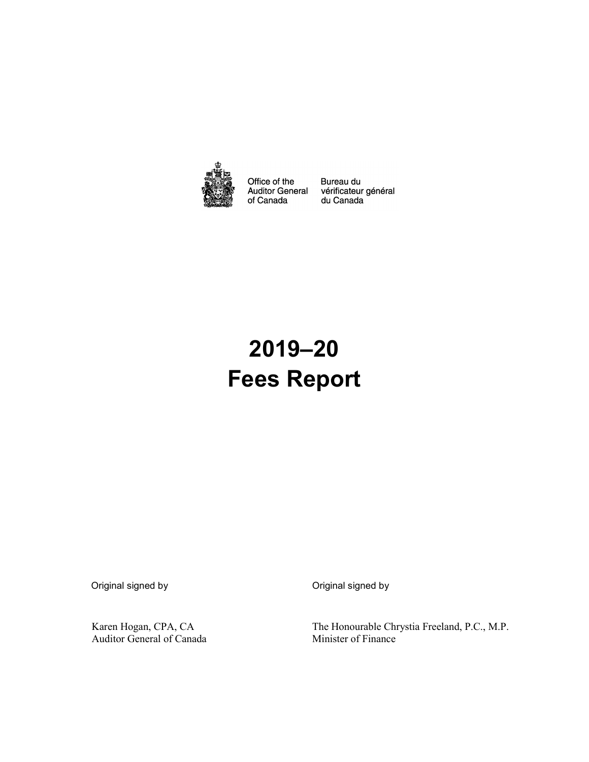Office of the Auditor General of Canada

Bureau du vérificateur général du Canada

# 2019–20 Fees Report

Original signed by

Karen Hogan, CPA, CA
Auditor General of Canada

Original signed by

The Honourable Chrystia Freeland, P.C., M.P.
Minister of Finance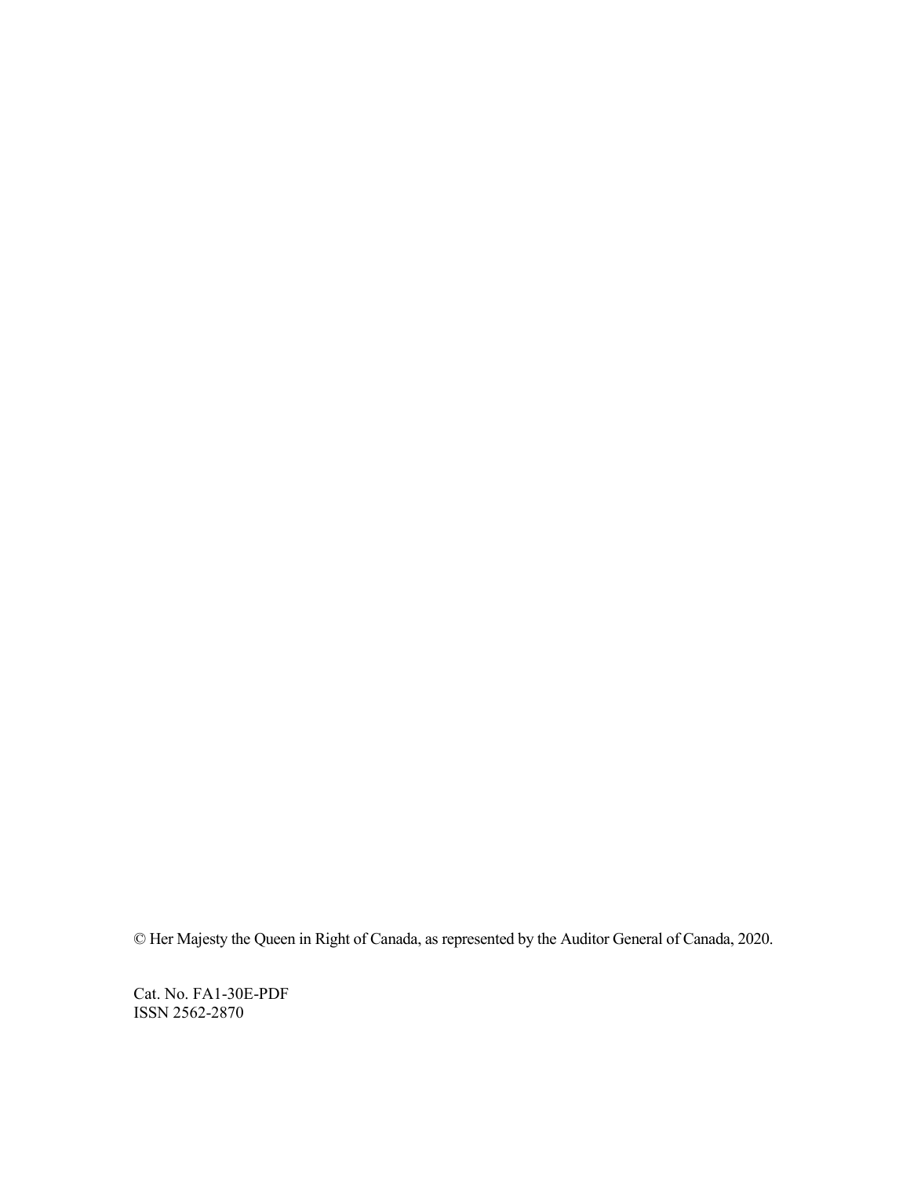© Her Majesty the Queen in Right of Canada, as represented by the Auditor General of Canada, 2020.

Cat. No. FA1-30E-PDF
ISSN 2562-2870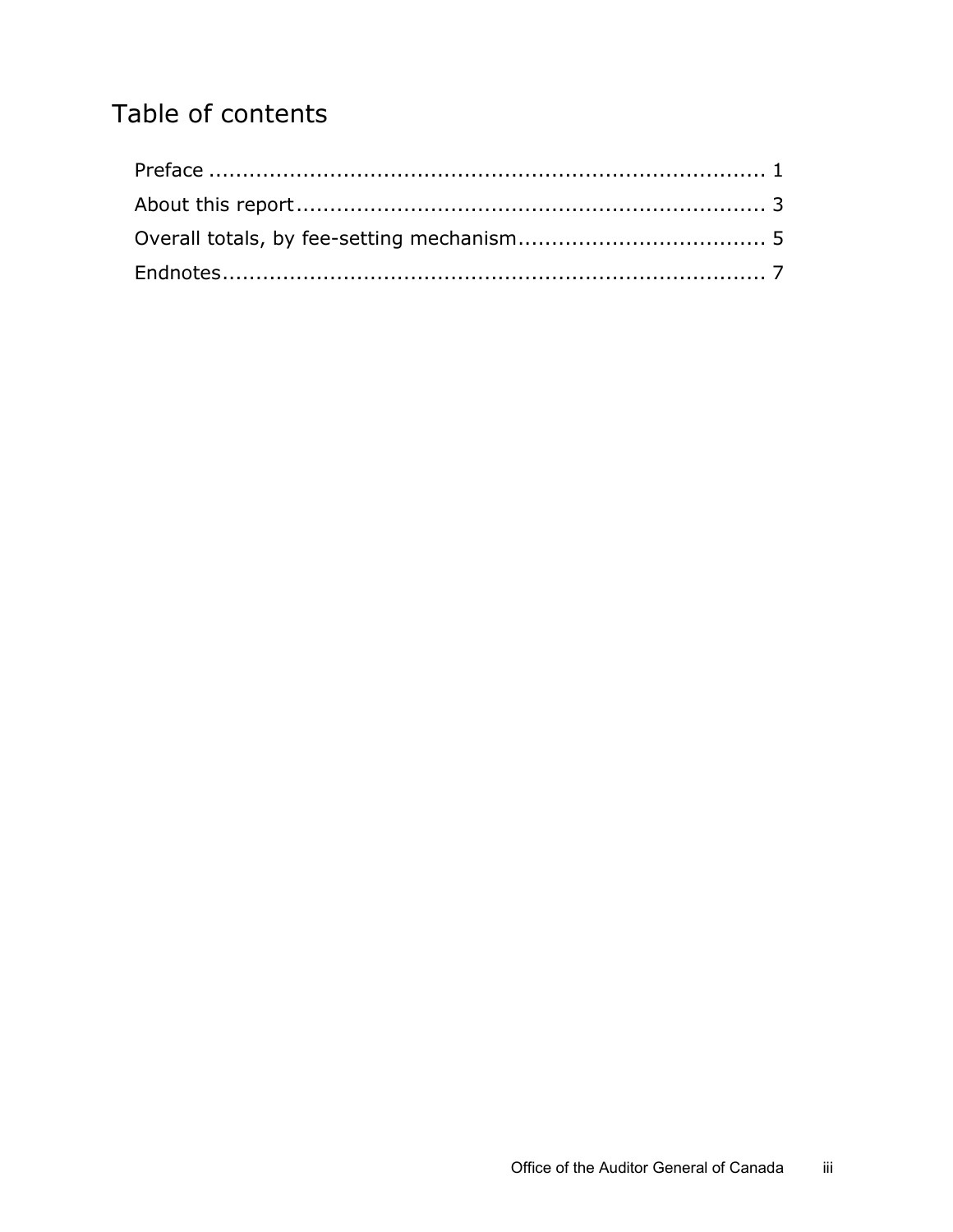# Table of contents

Preface ..................................................................................... 1

About this report ........................................................................ 3

Overall totals, by fee-setting mechanism ...................................... 5

Endnotes ................................................................................... 7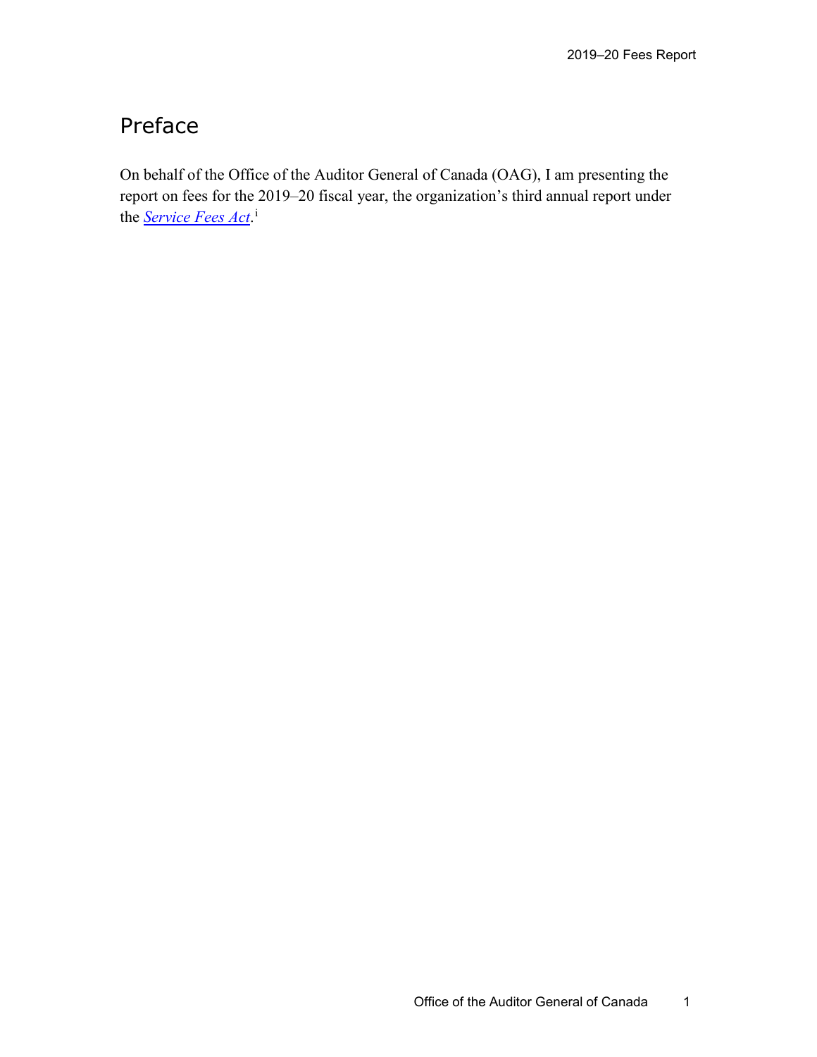# Preface

On behalf of the Office of the Auditor General of Canada (OAG), I am presenting the report on fees for the 2019–20 fiscal year, the organization's third annual report under the *Service Fees Act*.[i]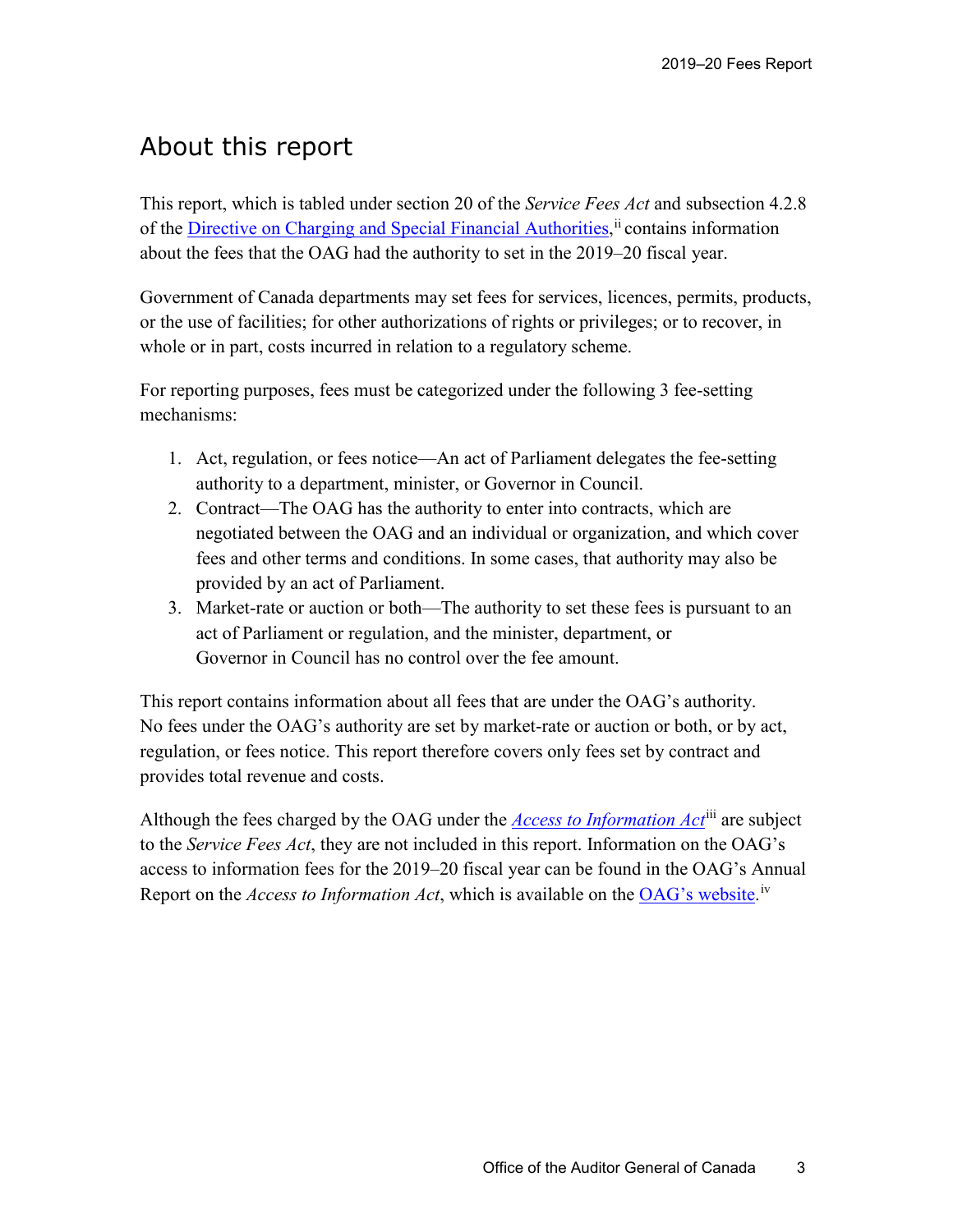## About this report

This report, which is tabled under section 20 of the *Service Fees Act* and subsection 4.2.8 of the Directive on Charging and Special Financial Authorities,[ii] contains information about the fees that the OAG had the authority to set in the 2019–20 fiscal year.

Government of Canada departments may set fees for services, licences, permits, products, or the use of facilities; for other authorizations of rights or privileges; or to recover, in whole or in part, costs incurred in relation to a regulatory scheme.

For reporting purposes, fees must be categorized under the following 3 fee-setting mechanisms:

1. Act, regulation, or fees notice—An act of Parliament delegates the fee-setting authority to a department, minister, or Governor in Council.
2. Contract—The OAG has the authority to enter into contracts, which are negotiated between the OAG and an individual or organization, and which cover fees and other terms and conditions. In some cases, that authority may also be provided by an act of Parliament.
3. Market-rate or auction or both—The authority to set these fees is pursuant to an act of Parliament or regulation, and the minister, department, or Governor in Council has no control over the fee amount.

This report contains information about all fees that are under the OAG's authority. No fees under the OAG's authority are set by market-rate or auction or both, or by act, regulation, or fees notice. This report therefore covers only fees set by contract and provides total revenue and costs.

Although the fees charged by the OAG under the *Access to Information Act*[iii] are subject to the *Service Fees Act*, they are not included in this report. Information on the OAG's access to information fees for the 2019–20 fiscal year can be found in the OAG's Annual Report on the *Access to Information Act*, which is available on the OAG's website.[iv]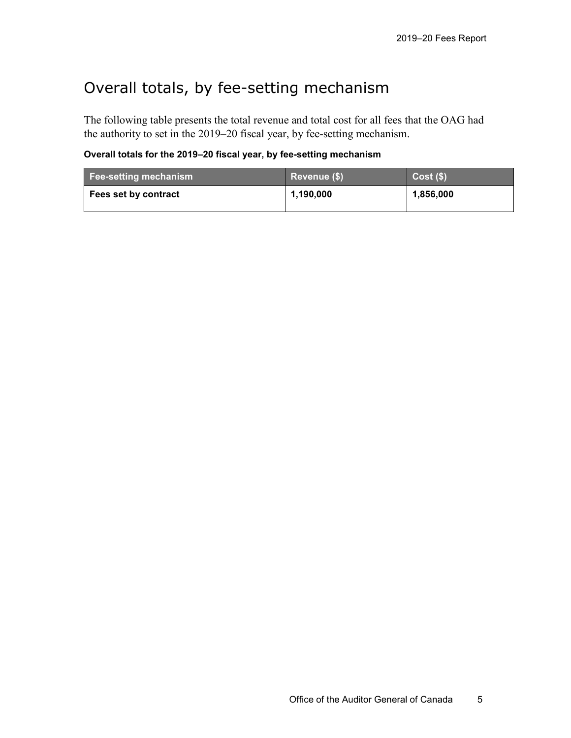# Overall totals, by fee-setting mechanism

The following table presents the total revenue and total cost for all fees that the OAG had the authority to set in the 2019–20 fiscal year, by fee-setting mechanism.

**Overall totals for the 2019–20 fiscal year, by fee-setting mechanism**

| Fee-setting mechanism | Revenue ($) | Cost ($) |
| --- | --- | --- |
| **Fees set by contract** | **1,190,000** | **1,856,000** |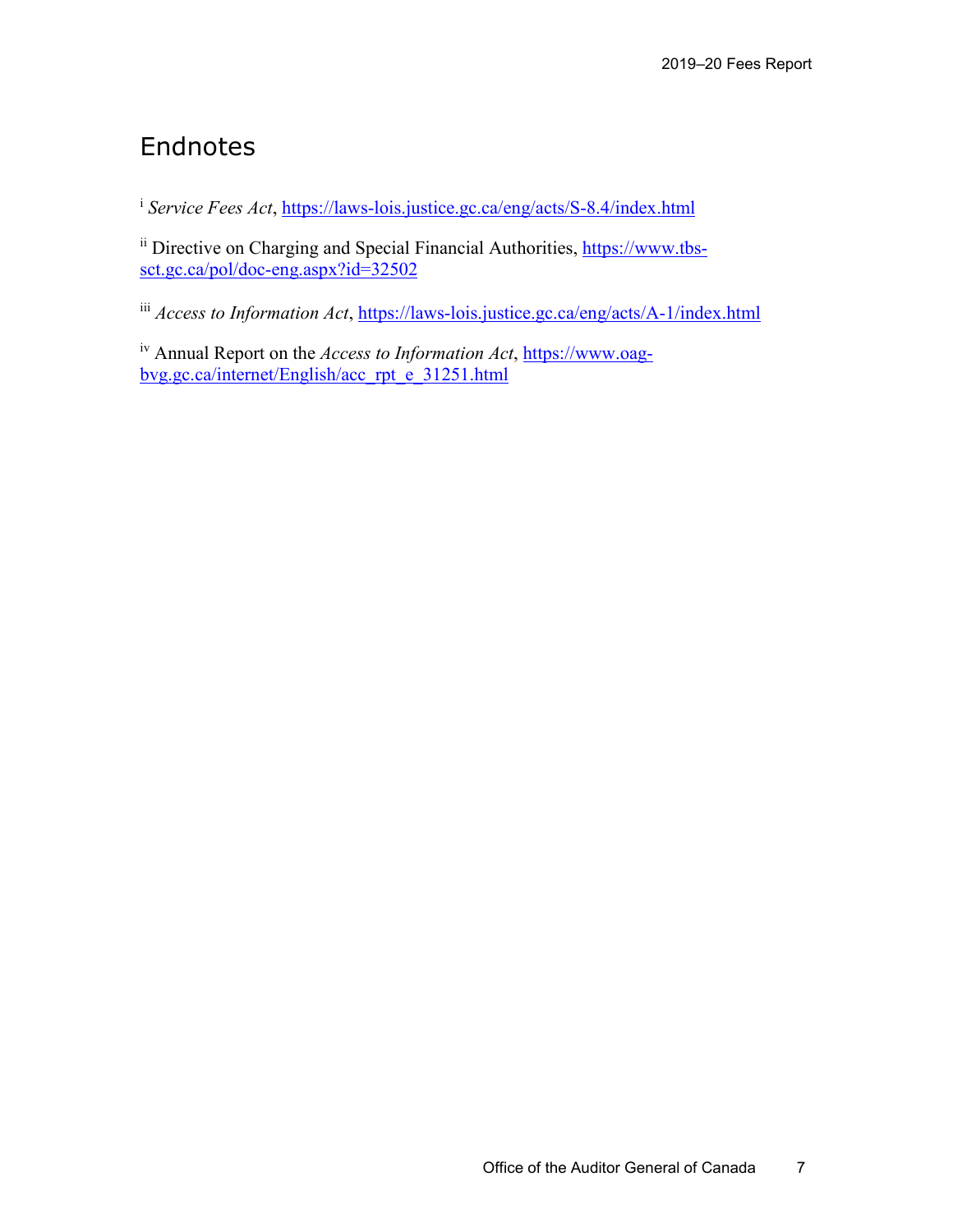# Endnotes

[i] *Service Fees Act*, https://laws-lois.justice.gc.ca/eng/acts/S-8.4/index.html

[ii] Directive on Charging and Special Financial Authorities, https://www.tbs-sct.gc.ca/pol/doc-eng.aspx?id=32502

[iii] *Access to Information Act*, https://laws-lois.justice.gc.ca/eng/acts/A-1/index.html

[iv] Annual Report on the *Access to Information Act*, https://www.oag-bvg.gc.ca/internet/English/acc_rpt_e_31251.html